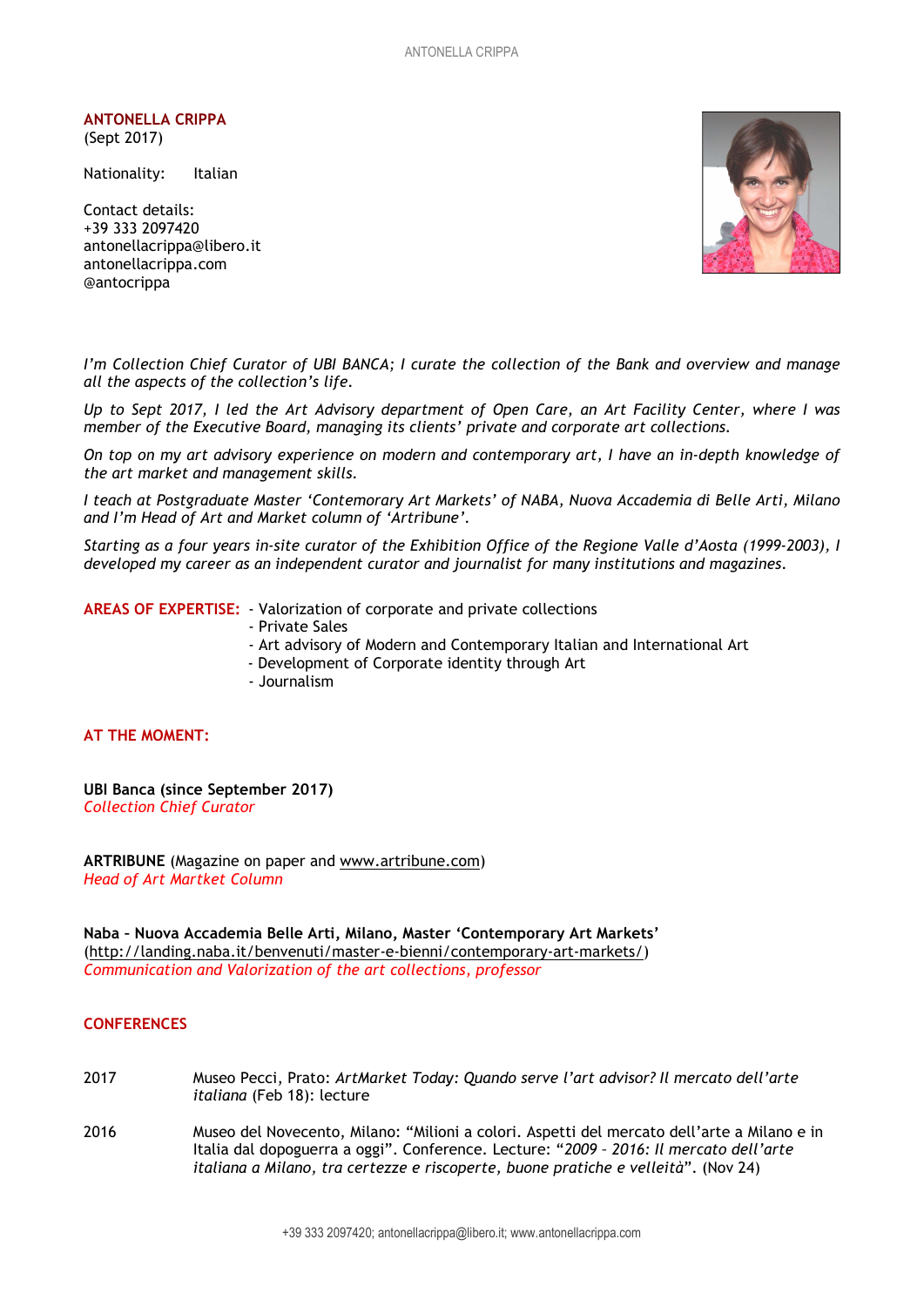**ANTONELLA CRIPPA**
(Sept 2017)

Nationality: Italian

Contact details:
+39 333 2097420
antonellacrippa@libero.it
antonellacrippa.com
@antocrippa

*I'm Collection Chief Curator of UBI BANCA; I curate the collection of the Bank and overview and manage all the aspects of the collection's life.*

*Up to Sept 2017, I led the Art Advisory department of Open Care, an Art Facility Center, where I was member of the Executive Board, managing its clients' private and corporate art collections.*

*On top on my art advisory experience on modern and contemporary art, I have an in-depth knowledge of the art market and management skills.*

*I teach at Postgraduate Master 'Contemorary Art Markets' of NABA, Nuova Accademia di Belle Arti, Milano and I'm Head of Art and Market column of 'Artribune'.*

*Starting as a four years in-site curator of the Exhibition Office of the Regione Valle d'Aosta (1999-2003), I developed my career as an independent curator and journalist for many institutions and magazines.*

**AREAS OF EXPERTISE:**
- Valorization of corporate and private collections
- Private Sales
- Art advisory of Modern and Contemporary Italian and International Art
- Development of Corporate identity through Art
- Journalism

## AT THE MOMENT:

**UBI Banca (since September 2017)**
*Collection Chief Curator*

**ARTRIBUNE** (Magazine on paper and www.artribune.com)
*Head of Art Martket Column*

**Naba – Nuova Accademia Belle Arti, Milano, Master 'Contemporary Art Markets'**
(http://landing.naba.it/benvenuti/master-e-bienni/contemporary-art-markets/)
*Communication and Valorization of the art collections, professor*

## CONFERENCES

2017 — Museo Pecci, Prato: *ArtMarket Today: Quando serve l'art advisor? Il mercato dell'arte italiana* (Feb 18): lecture

2016 — Museo del Novecento, Milano: "Milioni a colori. Aspetti del mercato dell'arte a Milano e in Italia dal dopoguerra a oggi". Conference. Lecture: "*2009 – 2016: Il mercato dell'arte italiana a Milano, tra certezze e riscoperte, buone pratiche e velleità*". (Nov 24)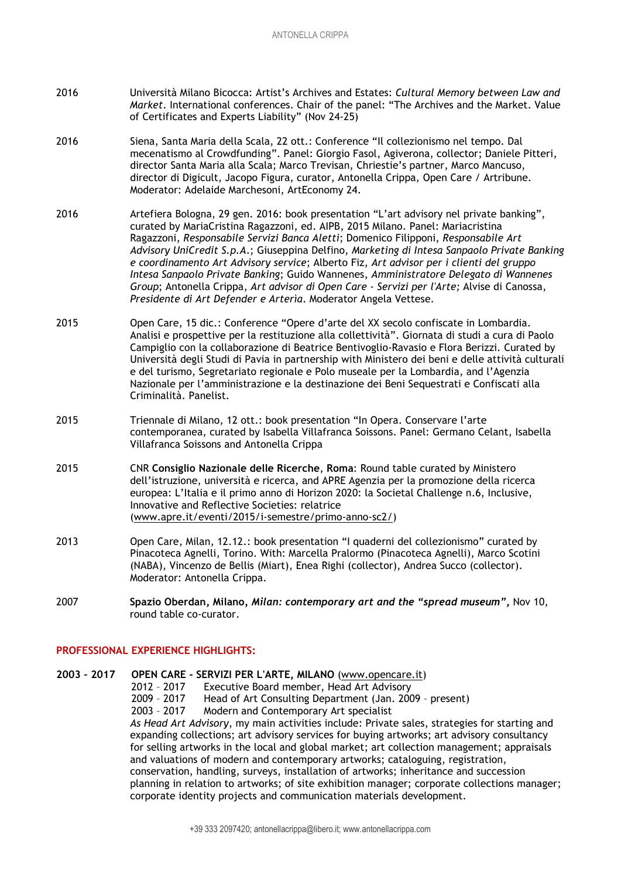2016 Università Milano Bicocca: Artist's Archives and Estates: *Cultural Memory between Law and Market*. International conferences. Chair of the panel: "The Archives and the Market. Value of Certificates and Experts Liability" (Nov 24-25)

2016 Siena, Santa Maria della Scala, 22 ott.: Conference "Il collezionismo nel tempo. Dal mecenatismo al Crowdfunding". Panel: Giorgio Fasol, Agiverona, collector; Daniele Pitteri, director Santa Maria alla Scala; Marco Trevisan, Chriestie's partner, Marco Mancuso, director di Digicult, Jacopo Figura, curator, Antonella Crippa, Open Care / Artribune. Moderator: Adelaide Marchesoni, ArtEconomy 24.

2016 Artefiera Bologna, 29 gen. 2016: book presentation "L'art advisory nel private banking", curated by MariaCristina Ragazzoni, ed. AIPB, 2015 Milano. Panel: Mariacristina Ragazzoni, *Responsabile Servizi Banca Aletti*; Domenico Filipponi, *Responsabile Art Advisory UniCredit S.p.A.*; Giuseppina Delfino, *Marketing di Intesa Sanpaolo Private Banking e coordinamento Art Advisory service*; Alberto Fiz, *Art advisor per i clienti del gruppo Intesa Sanpaolo Private Banking*; Guido Wannenes, *Amministratore Delegato di Wannenes Group*; Antonella Crippa, *Art advisor di Open Care - Servizi per l'Arte;* Alvise di Canossa, *Presidente di Art Defender e Arteria*. Moderator Angela Vettese.

2015 Open Care, 15 dic.: Conference "Opere d'arte del XX secolo confiscate in Lombardia. Analisi e prospettive per la restituzione alla collettività". Giornata di studi a cura di Paolo Campiglio con la collaborazione di Beatrice Bentivoglio-Ravasio e Flora Berizzi. Curated by Università degli Studi di Pavia in partnership with Ministero dei beni e delle attività culturali e del turismo, Segretariato regionale e Polo museale per la Lombardia, and l'Agenzia Nazionale per l'amministrazione e la destinazione dei Beni Sequestrati e Confiscati alla Criminalità. Panelist.

2015 Triennale di Milano, 12 ott.: book presentation "In Opera. Conservare l'arte contemporanea, curated by Isabella Villafranca Soissons. Panel: Germano Celant, Isabella Villafranca Soissons and Antonella Crippa

2015 CNR **Consiglio Nazionale delle Ricerche**, **Roma**: Round table curated by Ministero dell'istruzione, università e ricerca, and APRE Agenzia per la promozione della ricerca europea: L'Italia e il primo anno di Horizon 2020: la Societal Challenge n.6, Inclusive, Innovative and Reflective Societies: relatrice (www.apre.it/eventi/2015/i-semestre/primo-anno-sc2/)

2013 Open Care, Milan, 12.12.: book presentation "I quaderni del collezionismo" curated by Pinacoteca Agnelli, Torino. With: Marcella Pralormo (Pinacoteca Agnelli), Marco Scotini (NABA), Vincenzo de Bellis (Miart), Enea Righi (collector), Andrea Succo (collector). Moderator: Antonella Crippa.

2007 **Spazio Oberdan, Milano, *Milan: contemporary art and the "spread museum",*** Nov 10, round table co-curator.

## PROFESSIONAL EXPERIENCE HIGHLIGHTS:

**2003 – 2017 OPEN CARE - SERVIZI PER L'ARTE, MILANO** (www.opencare.it)

2012 – 2017 Executive Board member, Head Art Advisory
2009 – 2017 Head of Art Consulting Department (Jan. 2009 – present)
2003 – 2017 Modern and Contemporary Art specialist

*As Head Art Advisory*, my main activities include: Private sales, strategies for starting and expanding collections; art advisory services for buying artworks; art advisory consultancy for selling artworks in the local and global market; art collection management; appraisals and valuations of modern and contemporary artworks; cataloguing, registration, conservation, handling, surveys, installation of artworks; inheritance and succession planning in relation to artworks; of site exhibition manager; corporate collections manager; corporate identity projects and communication materials development.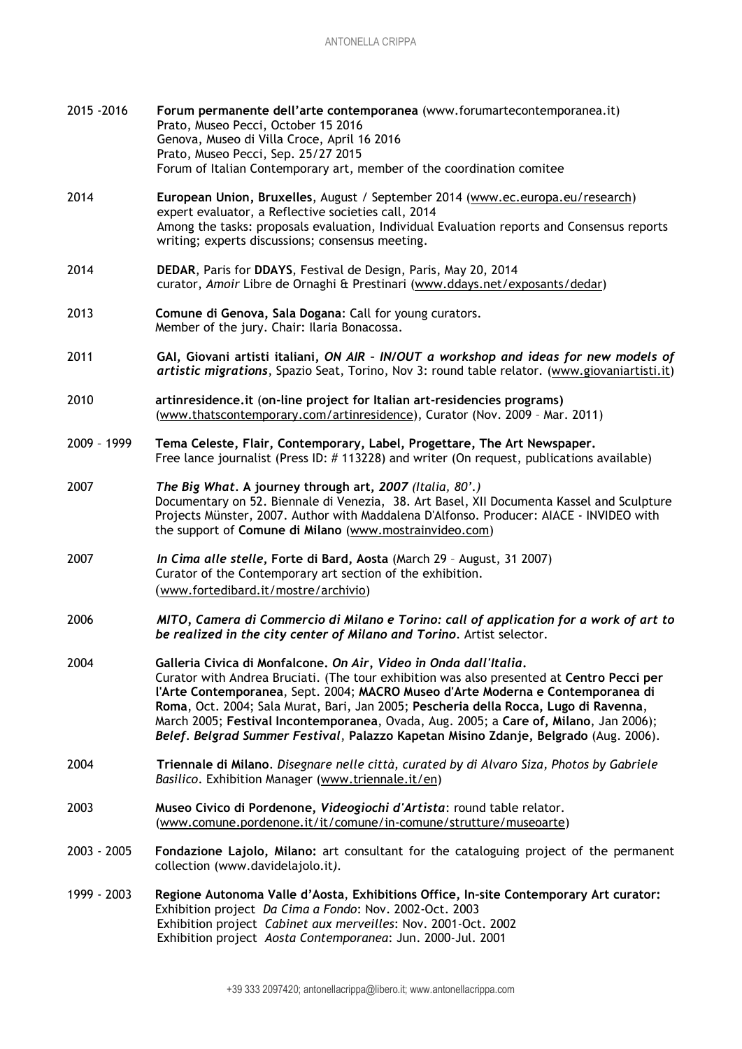2015 -2016 **Forum permanente dell'arte contemporanea** (www.forumartecontemporanea.it)
Prato, Museo Pecci, October 15 2016
Genova, Museo di Villa Croce, April 16 2016
Prato, Museo Pecci, Sep. 25/27 2015
Forum of Italian Contemporary art, member of the coordination comitee

2014 **European Union, Bruxelles**, August / September 2014 (www.ec.europa.eu/research)
expert evaluator, a Reflective societies call, 2014
Among the tasks: proposals evaluation, Individual Evaluation reports and Consensus reports writing; experts discussions; consensus meeting.

2014 **DEDAR**, Paris for **DDAYS**, Festival de Design, Paris, May 20, 2014
curator, *Amoir* Libre de Ornaghi & Prestinari (www.ddays.net/exposants/dedar)

2013 **Comune di Genova, Sala Dogana**: Call for young curators.
Member of the jury. Chair: Ilaria Bonacossa.

2011 **GAI, Giovani artisti italiani, *ON AIR – IN/OUT a workshop and ideas for new models of artistic migrations***, Spazio Seat, Torino, Nov 3: round table relator. (www.giovaniartisti.it)

2010 **artinresidence.it** (**on-line project for Italian art-residencies programs)**
(www.thatscontemporary.com/artinresidence), Curator (Nov. 2009 – Mar. 2011)

2009 – 1999 **Tema Celeste, Flair, Contemporary, Label, Progettare, The Art Newspaper.**
Free lance journalist (Press ID: # 113228) and writer (On request, publications available)

2007 ***The Big What*. A journey through art, *2007*** *(Italia, 80'.)*
Documentary on 52. Biennale di Venezia, 38. Art Basel, XII Documenta Kassel and Sculpture Projects Münster, 2007. Author with Maddalena D'Alfonso. Producer: AIACE - INVIDEO with the support of **Comune di Milano** (www.mostrainvideo.com)

2007 ***In Cima alle stelle*, Forte di Bard, Aosta** (March 29 – August, 31 2007)
Curator of the Contemporary art section of the exhibition.
(www.fortedibard.it/mostre/archivio)

2006 ***MITO, Camera di Commercio di Milano e Torino: call of application for a work of art to be realized in the city center of Milano and Torino***. Artist selector.

2004 **Galleria Civica di Monfalcone. *On Air, Video in Onda dall'Italia*.**
Curator with Andrea Bruciati. (The tour exhibition was also presented at **Centro Pecci per l'Arte Contemporanea**, Sept. 2004; **MACRO Museo d'Arte Moderna e Contemporanea di Roma**, Oct. 2004; Sala Murat, Bari, Jan 2005; **Pescheria della Rocca, Lugo di Ravenna**, March 2005; **Festival Incontemporanea**, Ovada, Aug. 2005; a **Care of, Milano**, Jan 2006); ***Belef. Belgrad Summer Festival***, **Palazzo Kapetan Misino Zdanje, Belgrado** (Aug. 2006).

2004 **Triennale di Milano**. *Disegnare nelle città, curated by di Alvaro Siza, Photos by Gabriele Basilico*. Exhibition Manager (www.triennale.it/en)

2003 **Museo Civico di Pordenone, *Videogiochi d'Artista***: round table relator.
(www.comune.pordenone.it/it/comune/in-comune/strutture/museoarte)

2003 - 2005 **Fondazione Lajolo, Milano:** art consultant for the cataloguing project of the permanent collection (www.davidelajolo.it*)*.

1999 - 2003 **Regione Autonoma Valle d'Aosta**, **Exhibitions Office, In-site Contemporary Art curator:**
Exhibition project *Da Cima a Fondo*: Nov. 2002-Oct. 2003
Exhibition project *Cabinet aux merveilles*: Nov. 2001-Oct. 2002
Exhibition project *Aosta Contemporanea*: Jun. 2000-Jul. 2001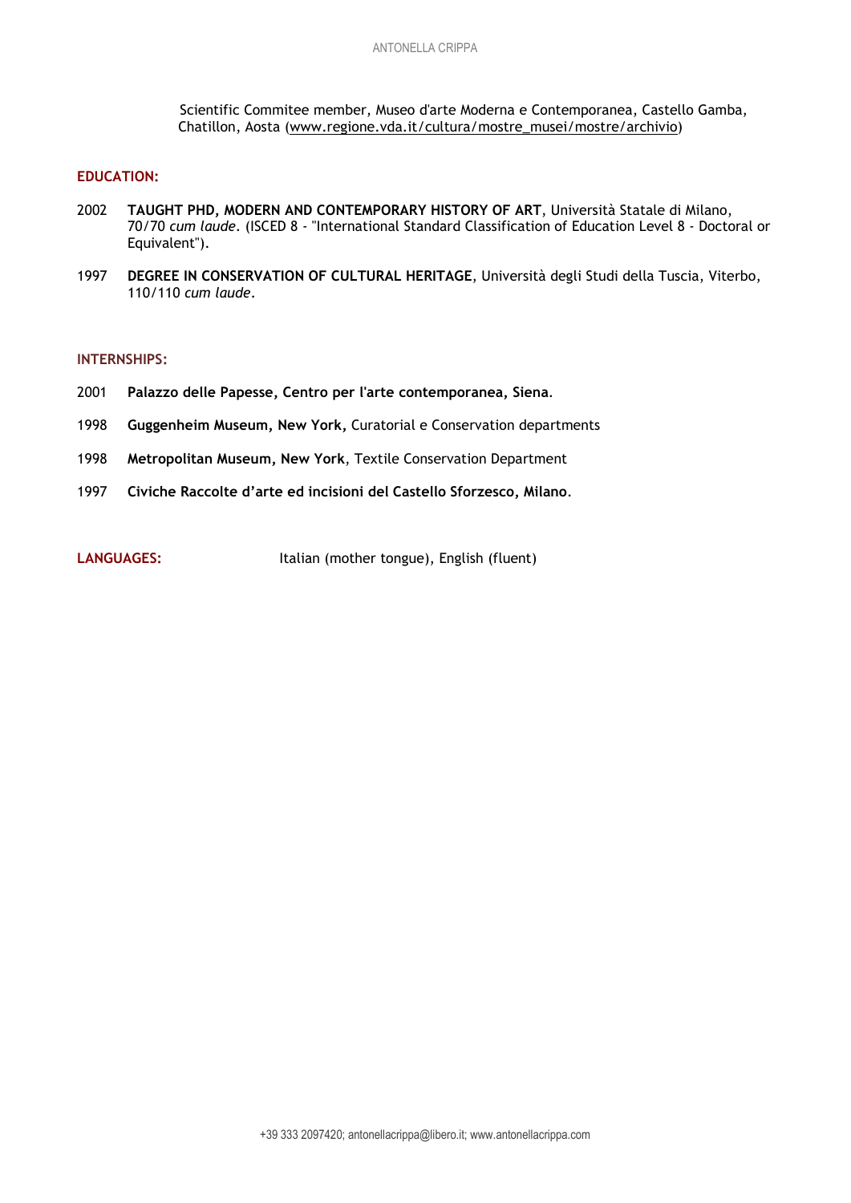Scientific Commitee member, Museo d'arte Moderna e Contemporanea, Castello Gamba, Chatillon, Aosta (www.regione.vda.it/cultura/mostre_musei/mostre/archivio)

## EDUCATION:

2002 **TAUGHT PHD, MODERN AND CONTEMPORARY HISTORY OF ART**, Università Statale di Milano, 70/70 *cum laude*. (ISCED 8 - "International Standard Classification of Education Level 8 - Doctoral or Equivalent").

1997 **DEGREE IN CONSERVATION OF CULTURAL HERITAGE**, Università degli Studi della Tuscia, Viterbo, 110/110 *cum laude*.

## INTERNSHIPS:

2001 **Palazzo delle Papesse, Centro per l'arte contemporanea, Siena**.

1998 **Guggenheim Museum, New York,** Curatorial e Conservation departments

1998 **Metropolitan Museum, New York**, Textile Conservation Department

1997 **Civiche Raccolte d'arte ed incisioni del Castello Sforzesco, Milano**.

**LANGUAGES:** Italian (mother tongue), English (fluent)